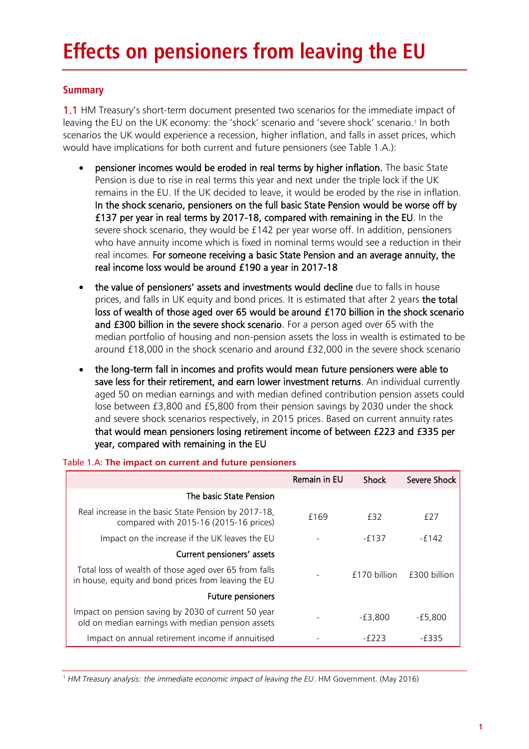# Effects on pensioners from leaving the EU

## Summary

1.1 HM Treasury's short-term document presented two scenarios for the immediate impact of leaving the EU on the UK economy: the 'shock' scenario and 'severe shock' scenario.[1] In both scenarios the UK would experience a recession, higher inflation, and falls in asset prices, which would have implications for both current and future pensioners (see Table 1.A.):

- **pensioner incomes would be eroded in real terms by higher inflation.** The basic State Pension is due to rise in real terms this year and next under the triple lock if the UK remains in the EU. If the UK decided to leave, it would be eroded by the rise in inflation. **In the shock scenario, pensioners on the full basic State Pension would be worse off by £137 per year in real terms by 2017-18, compared with remaining in the EU**. In the severe shock scenario, they would be £142 per year worse off. In addition, pensioners who have annuity income which is fixed in nominal terms would see a reduction in their real incomes. **For someone receiving a basic State Pension and an average annuity, the real income loss would be around £190 a year in 2017-18**

- **the value of pensioners' assets and investments would decline** due to falls in house prices, and falls in UK equity and bond prices. It is estimated that after 2 years **the total loss of wealth of those aged over 65 would be around £170 billion in the shock scenario and £300 billion in the severe shock scenario**. For a person aged over 65 with the median portfolio of housing and non-pension assets the loss in wealth is estimated to be around £18,000 in the shock scenario and around £32,000 in the severe shock scenario

- **the long-term fall in incomes and profits would mean future pensioners were able to save less for their retirement, and earn lower investment returns**. An individual currently aged 50 on median earnings and with median defined contribution pension assets could lose between £3,800 and £5,800 from their pension savings by 2030 under the shock and severe shock scenarios respectively, in 2015 prices. Based on current annuity rates **that would mean pensioners losing retirement income of between £223 and £335 per year, compared with remaining in the EU**

Table 1.A: **The impact on current and future pensioners**

| | Remain in EU | Shock | Severe Shock |
|---|---|---|---|
| **The basic State Pension** | | | |
| Real increase in the basic State Pension by 2017-18, compared with 2015-16 (2015-16 prices) | £169 | £32 | £27 |
| Impact on the increase if the UK leaves the EU | - | -£137 | -£142 |
| **Current pensioners' assets** | | | |
| Total loss of wealth of those aged over 65 from falls in house, equity and bond prices from leaving the EU | - | £170 billion | £300 billion |
| **Future pensioners** | | | |
| Impact on pension saving by 2030 of current 50 year old on median earnings with median pension assets | - | -£3,800 | -£5,800 |
| Impact on annual retirement income if annuitised | - | -£223 | -£335 |

[1] *HM Treasury analysis: the immediate economic impact of leaving the EU*. HM Government. (May 2016)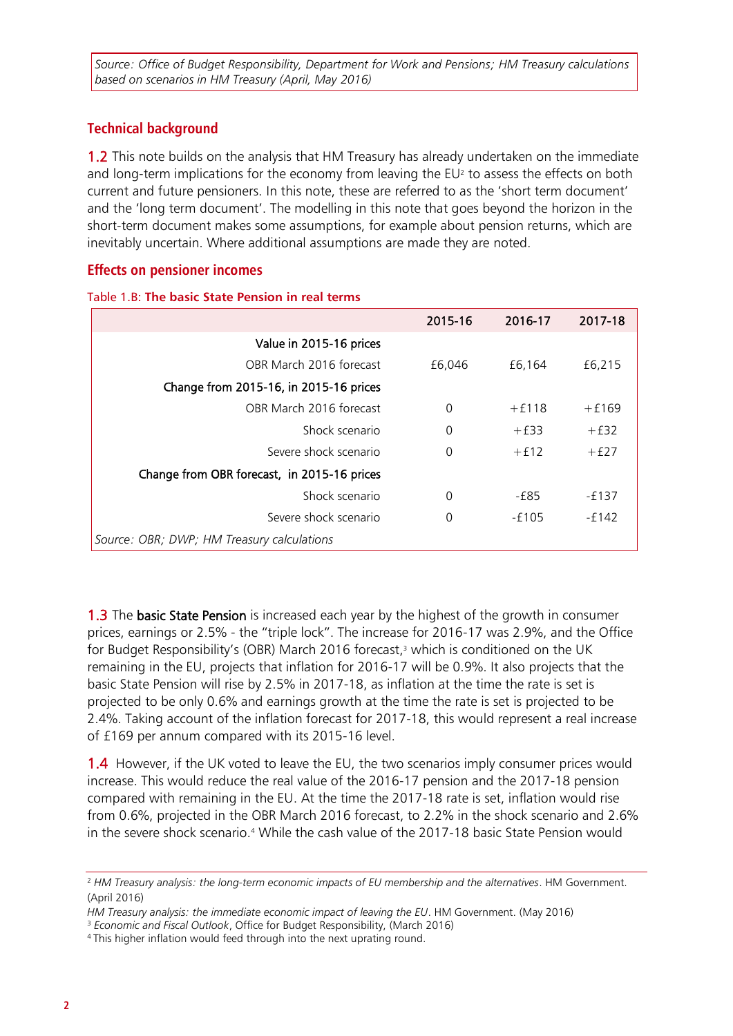*Source: Office of Budget Responsibility, Department for Work and Pensions; HM Treasury calculations based on scenarios in HM Treasury (April, May 2016)*

## Technical background

1.2 This note builds on the analysis that HM Treasury has already undertaken on the immediate and long-term implications for the economy from leaving the EU[2] to assess the effects on both current and future pensioners. In this note, these are referred to as the 'short term document' and the 'long term document'. The modelling in this note that goes beyond the horizon in the short-term document makes some assumptions, for example about pension returns, which are inevitably uncertain. Where additional assumptions are made they are noted.

## Effects on pensioner incomes

Table 1.B: **The basic State Pension in real terms**

| | 2015-16 | 2016-17 | 2017-18 |
|---|---|---|---|
| Value in 2015-16 prices | | | |
| OBR March 2016 forecast | £6,046 | £6,164 | £6,215 |
| Change from 2015-16, in 2015-16 prices | | | |
| OBR March 2016 forecast | 0 | +£118 | +£169 |
| Shock scenario | 0 | +£33 | +£32 |
| Severe shock scenario | 0 | +£12 | +£27 |
| Change from OBR forecast, in 2015-16 prices | | | |
| Shock scenario | 0 | -£85 | -£137 |
| Severe shock scenario | 0 | -£105 | -£142 |

*Source: OBR; DWP; HM Treasury calculations*

1.3 The **basic State Pension** is increased each year by the highest of the growth in consumer prices, earnings or 2.5% - the "triple lock". The increase for 2016-17 was 2.9%, and the Office for Budget Responsibility's (OBR) March 2016 forecast,[3] which is conditioned on the UK remaining in the EU, projects that inflation for 2016-17 will be 0.9%. It also projects that the basic State Pension will rise by 2.5% in 2017-18, as inflation at the time the rate is set is projected to be only 0.6% and earnings growth at the time the rate is set is projected to be 2.4%. Taking account of the inflation forecast for 2017-18, this would represent a real increase of £169 per annum compared with its 2015-16 level.

1.4 However, if the UK voted to leave the EU, the two scenarios imply consumer prices would increase. This would reduce the real value of the 2016-17 pension and the 2017-18 pension compared with remaining in the EU. At the time the 2017-18 rate is set, inflation would rise from 0.6%, projected in the OBR March 2016 forecast, to 2.2% in the shock scenario and 2.6% in the severe shock scenario.[4] While the cash value of the 2017-18 basic State Pension would

---

[2] *HM Treasury analysis: the long-term economic impacts of EU membership and the alternatives*. HM Government. (April 2016)

*HM Treasury analysis: the immediate economic impact of leaving the EU*. HM Government. (May 2016)

[3] *Economic and Fiscal Outlook*, Office for Budget Responsibility, (March 2016)

[4] This higher inflation would feed through into the next uprating round.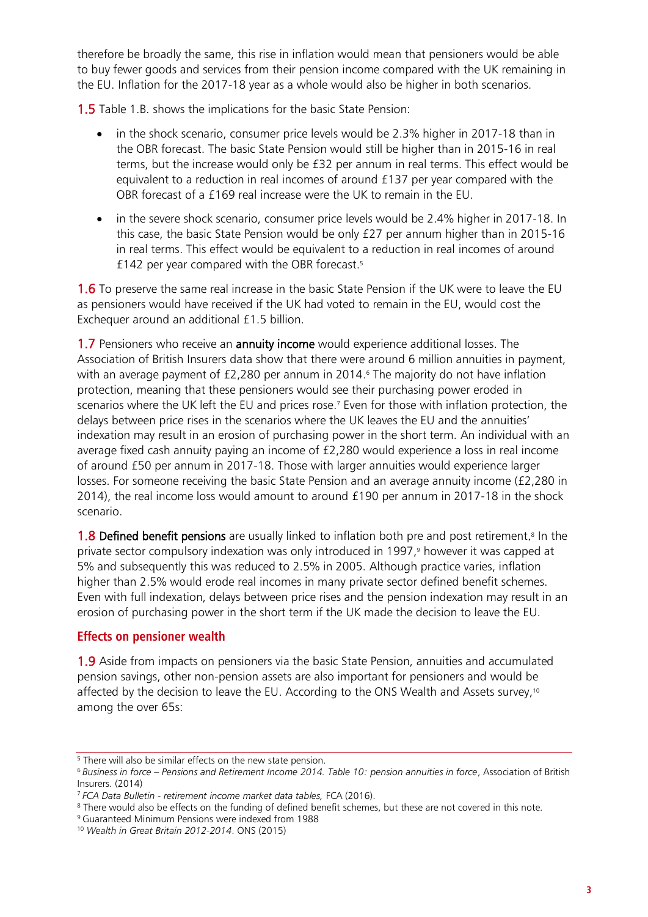therefore be broadly the same, this rise in inflation would mean that pensioners would be able to buy fewer goods and services from their pension income compared with the UK remaining in the EU. Inflation for the 2017-18 year as a whole would also be higher in both scenarios.

**1.5** Table 1.B. shows the implications for the basic State Pension:

- in the shock scenario, consumer price levels would be 2.3% higher in 2017-18 than in the OBR forecast. The basic State Pension would still be higher than in 2015-16 in real terms, but the increase would only be £32 per annum in real terms. This effect would be equivalent to a reduction in real incomes of around £137 per year compared with the OBR forecast of a £169 real increase were the UK to remain in the EU.
- in the severe shock scenario, consumer price levels would be 2.4% higher in 2017-18. In this case, the basic State Pension would be only £27 per annum higher than in 2015-16 in real terms. This effect would be equivalent to a reduction in real incomes of around £142 per year compared with the OBR forecast.[5]

**1.6** To preserve the same real increase in the basic State Pension if the UK were to leave the EU as pensioners would have received if the UK had voted to remain in the EU, would cost the Exchequer around an additional £1.5 billion.

**1.7** Pensioners who receive an **annuity income** would experience additional losses. The Association of British Insurers data show that there were around 6 million annuities in payment, with an average payment of £2,280 per annum in 2014.[6] The majority do not have inflation protection, meaning that these pensioners would see their purchasing power eroded in scenarios where the UK left the EU and prices rose.[7] Even for those with inflation protection, the delays between price rises in the scenarios where the UK leaves the EU and the annuities' indexation may result in an erosion of purchasing power in the short term. An individual with an average fixed cash annuity paying an income of £2,280 would experience a loss in real income of around £50 per annum in 2017-18. Those with larger annuities would experience larger losses. For someone receiving the basic State Pension and an average annuity income (£2,280 in 2014), the real income loss would amount to around £190 per annum in 2017-18 in the shock scenario.

**1.8** **Defined benefit pensions** are usually linked to inflation both pre and post retirement.[8] In the private sector compulsory indexation was only introduced in 1997,[9] however it was capped at 5% and subsequently this was reduced to 2.5% in 2005. Although practice varies, inflation higher than 2.5% would erode real incomes in many private sector defined benefit schemes. Even with full indexation, delays between price rises and the pension indexation may result in an erosion of purchasing power in the short term if the UK made the decision to leave the EU.

### Effects on pensioner wealth

**1.9** Aside from impacts on pensioners via the basic State Pension, annuities and accumulated pension savings, other non-pension assets are also important for pensioners and would be affected by the decision to leave the EU. According to the ONS Wealth and Assets survey,[10] among the over 65s:

---

[5] There will also be similar effects on the new state pension.

[6] *Business in force – Pensions and Retirement Income 2014. Table 10: pension annuities in force*, Association of British Insurers. (2014)

[7] *FCA Data Bulletin - retirement income market data tables,* FCA (2016).

[8] There would also be effects on the funding of defined benefit schemes, but these are not covered in this note.

[9] Guaranteed Minimum Pensions were indexed from 1988

[10] *Wealth in Great Britain 2012-2014*. ONS (2015)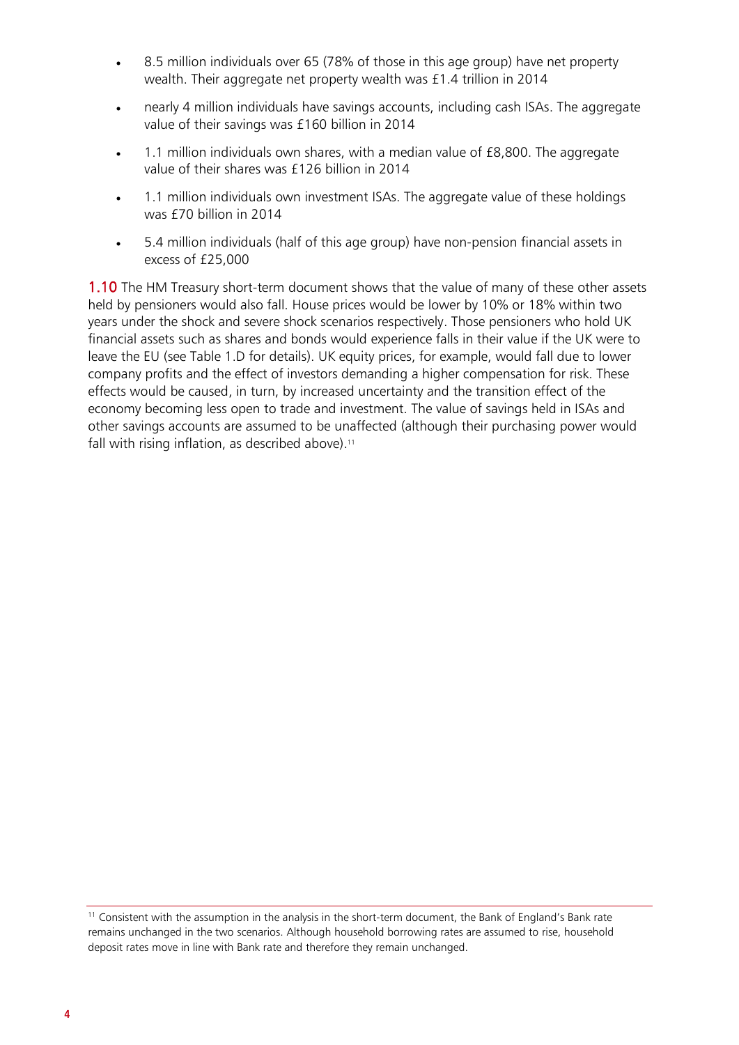- 8.5 million individuals over 65 (78% of those in this age group) have net property wealth. Their aggregate net property wealth was £1.4 trillion in 2014
- nearly 4 million individuals have savings accounts, including cash ISAs. The aggregate value of their savings was £160 billion in 2014
- 1.1 million individuals own shares, with a median value of £8,800. The aggregate value of their shares was £126 billion in 2014
- 1.1 million individuals own investment ISAs. The aggregate value of these holdings was £70 billion in 2014
- 5.4 million individuals (half of this age group) have non-pension financial assets in excess of £25,000

**1.10** The HM Treasury short-term document shows that the value of many of these other assets held by pensioners would also fall. House prices would be lower by 10% or 18% within two years under the shock and severe shock scenarios respectively. Those pensioners who hold UK financial assets such as shares and bonds would experience falls in their value if the UK were to leave the EU (see Table 1.D for details). UK equity prices, for example, would fall due to lower company profits and the effect of investors demanding a higher compensation for risk. These effects would be caused, in turn, by increased uncertainty and the transition effect of the economy becoming less open to trade and investment. The value of savings held in ISAs and other savings accounts are assumed to be unaffected (although their purchasing power would fall with rising inflation, as described above).[11]

[11] Consistent with the assumption in the analysis in the short-term document, the Bank of England's Bank rate remains unchanged in the two scenarios. Although household borrowing rates are assumed to rise, household deposit rates move in line with Bank rate and therefore they remain unchanged.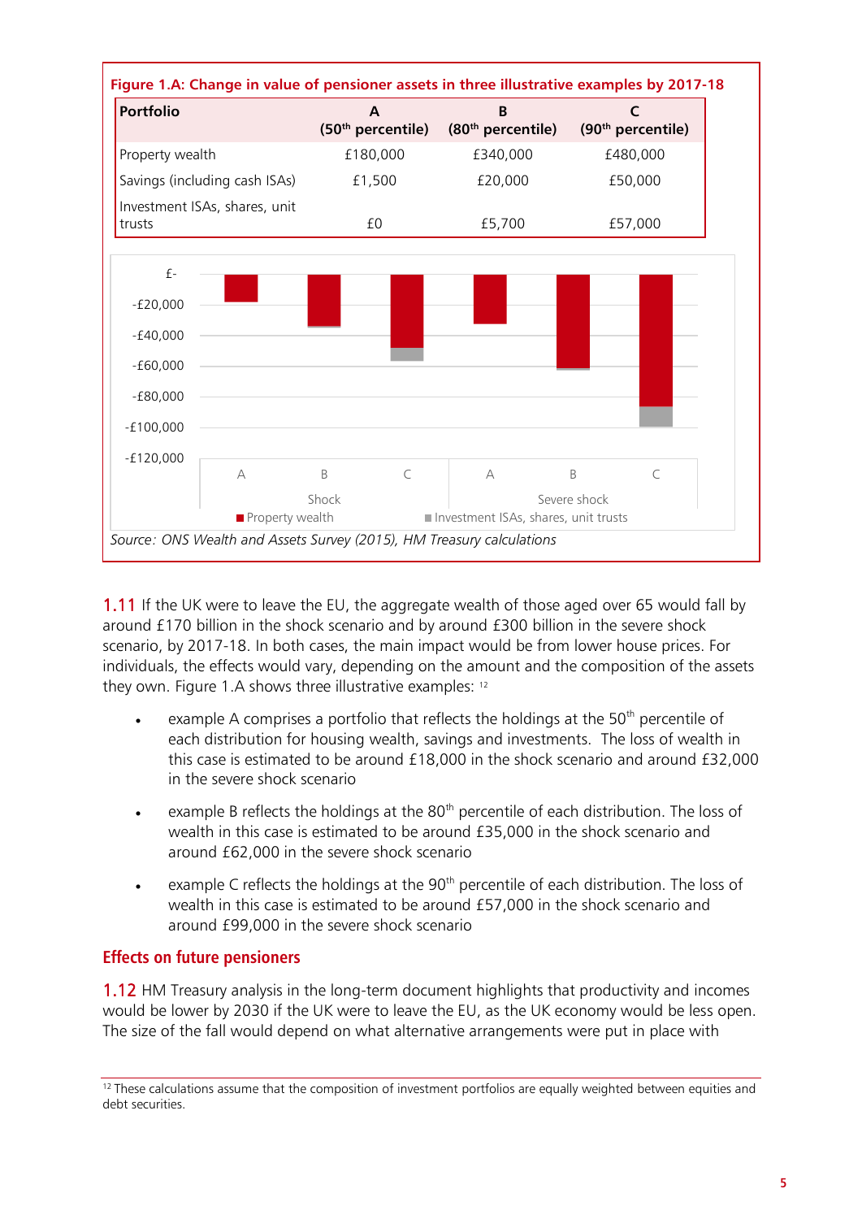**Figure 1.A: Change in value of pensioner assets in three illustrative examples by 2017-18**

| Portfolio | A (50th percentile) | B (80th percentile) | C (90th percentile) |
|---|---|---|---|
| Property wealth | £180,000 | £340,000 | £480,000 |
| Savings (including cash ISAs) | £1,500 | £20,000 | £50,000 |
| Investment ISAs, shares, unit trusts | £0 | £5,700 | £57,000 |

Source: *ONS Wealth and Assets Survey (2015), HM Treasury calculations*

1.11 If the UK were to leave the EU, the aggregate wealth of those aged over 65 would fall by around £170 billion in the shock scenario and by around £300 billion in the severe shock scenario, by 2017-18. In both cases, the main impact would be from lower house prices. For individuals, the effects would vary, depending on the amount and the composition of the assets they own. Figure 1.A shows three illustrative examples: [12]

- example A comprises a portfolio that reflects the holdings at the 50th percentile of each distribution for housing wealth, savings and investments. The loss of wealth in this case is estimated to be around £18,000 in the shock scenario and around £32,000 in the severe shock scenario
- example B reflects the holdings at the 80th percentile of each distribution. The loss of wealth in this case is estimated to be around £35,000 in the shock scenario and around £62,000 in the severe shock scenario
- example C reflects the holdings at the 90th percentile of each distribution. The loss of wealth in this case is estimated to be around £57,000 in the shock scenario and around £99,000 in the severe shock scenario

## Effects on future pensioners

1.12 HM Treasury analysis in the long-term document highlights that productivity and incomes would be lower by 2030 if the UK were to leave the EU, as the UK economy would be less open. The size of the fall would depend on what alternative arrangements were put in place with

[12] These calculations assume that the composition of investment portfolios are equally weighted between equities and debt securities.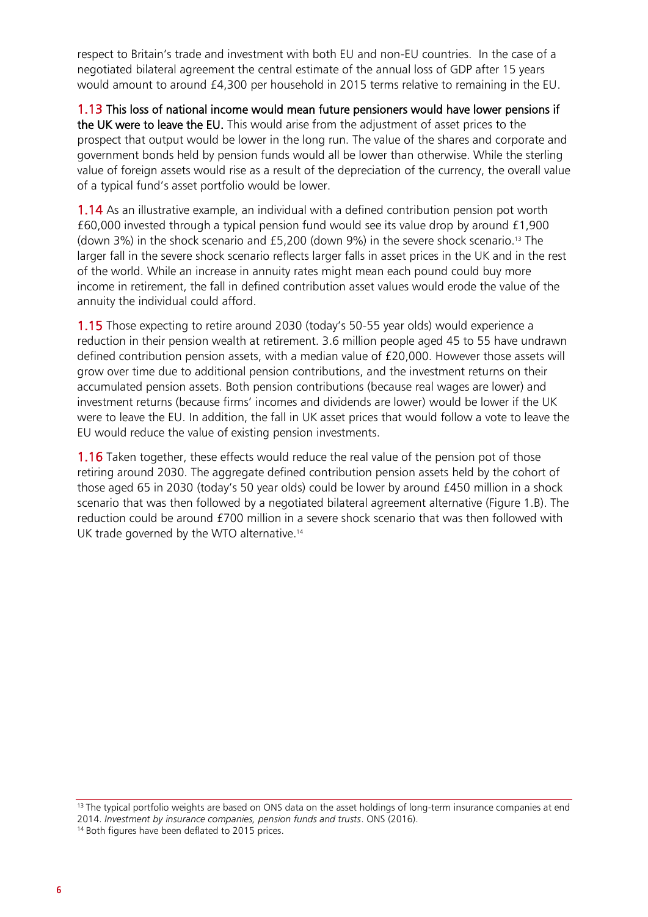respect to Britain's trade and investment with both EU and non-EU countries. In the case of a negotiated bilateral agreement the central estimate of the annual loss of GDP after 15 years would amount to around £4,300 per household in 2015 terms relative to remaining in the EU.

**1.13 This loss of national income would mean future pensioners would have lower pensions if the UK were to leave the EU.** This would arise from the adjustment of asset prices to the prospect that output would be lower in the long run. The value of the shares and corporate and government bonds held by pension funds would all be lower than otherwise. While the sterling value of foreign assets would rise as a result of the depreciation of the currency, the overall value of a typical fund's asset portfolio would be lower.

**1.14** As an illustrative example, an individual with a defined contribution pension pot worth £60,000 invested through a typical pension fund would see its value drop by around £1,900 (down 3%) in the shock scenario and £5,200 (down 9%) in the severe shock scenario.[13] The larger fall in the severe shock scenario reflects larger falls in asset prices in the UK and in the rest of the world. While an increase in annuity rates might mean each pound could buy more income in retirement, the fall in defined contribution asset values would erode the value of the annuity the individual could afford.

**1.15** Those expecting to retire around 2030 (today's 50-55 year olds) would experience a reduction in their pension wealth at retirement. 3.6 million people aged 45 to 55 have undrawn defined contribution pension assets, with a median value of £20,000. However those assets will grow over time due to additional pension contributions, and the investment returns on their accumulated pension assets. Both pension contributions (because real wages are lower) and investment returns (because firms' incomes and dividends are lower) would be lower if the UK were to leave the EU. In addition, the fall in UK asset prices that would follow a vote to leave the EU would reduce the value of existing pension investments.

**1.16** Taken together, these effects would reduce the real value of the pension pot of those retiring around 2030. The aggregate defined contribution pension assets held by the cohort of those aged 65 in 2030 (today's 50 year olds) could be lower by around £450 million in a shock scenario that was then followed by a negotiated bilateral agreement alternative (Figure 1.B). The reduction could be around £700 million in a severe shock scenario that was then followed with UK trade governed by the WTO alternative.[14]

---

[13] The typical portfolio weights are based on ONS data on the asset holdings of long-term insurance companies at end 2014. *Investment by insurance companies, pension funds and trusts*. ONS (2016).

[14] Both figures have been deflated to 2015 prices.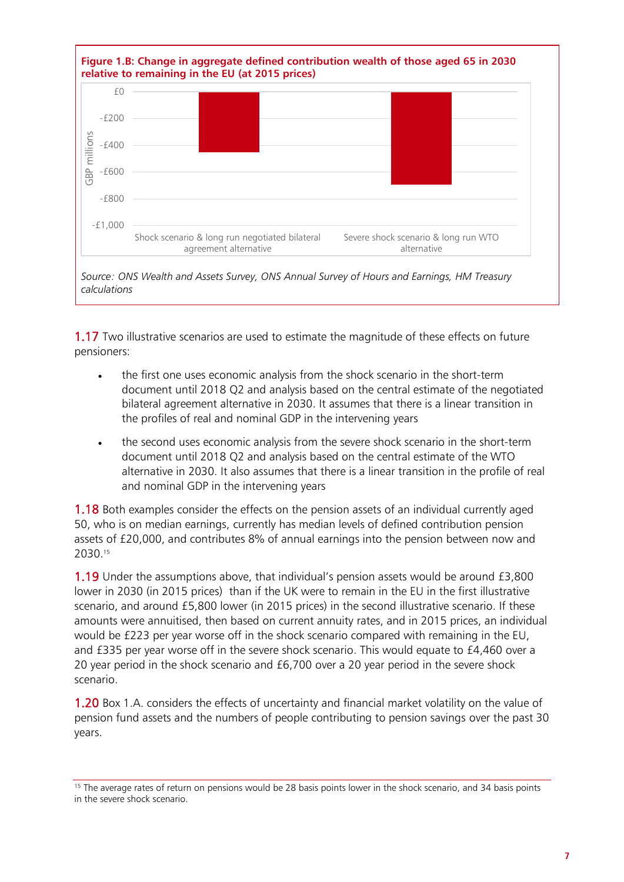**Figure 1.B: Change in aggregate defined contribution wealth of those aged 65 in 2030 relative to remaining in the EU (at 2015 prices)**

*Source: ONS Wealth and Assets Survey, ONS Annual Survey of Hours and Earnings, HM Treasury calculations*

1.17 Two illustrative scenarios are used to estimate the magnitude of these effects on future pensioners:

- the first one uses economic analysis from the shock scenario in the short-term document until 2018 Q2 and analysis based on the central estimate of the negotiated bilateral agreement alternative in 2030. It assumes that there is a linear transition in the profiles of real and nominal GDP in the intervening years
- the second uses economic analysis from the severe shock scenario in the short-term document until 2018 Q2 and analysis based on the central estimate of the WTO alternative in 2030. It also assumes that there is a linear transition in the profile of real and nominal GDP in the intervening years

1.18 Both examples consider the effects on the pension assets of an individual currently aged 50, who is on median earnings, currently has median levels of defined contribution pension assets of £20,000, and contributes 8% of annual earnings into the pension between now and 2030.[15]

1.19 Under the assumptions above, that individual's pension assets would be around £3,800 lower in 2030 (in 2015 prices) than if the UK were to remain in the EU in the first illustrative scenario, and around £5,800 lower (in 2015 prices) in the second illustrative scenario. If these amounts were annuitised, then based on current annuity rates, and in 2015 prices, an individual would be £223 per year worse off in the shock scenario compared with remaining in the EU, and £335 per year worse off in the severe shock scenario. This would equate to £4,460 over a 20 year period in the shock scenario and £6,700 over a 20 year period in the severe shock scenario.

1.20 Box 1.A. considers the effects of uncertainty and financial market volatility on the value of pension fund assets and the numbers of people contributing to pension savings over the past 30 years.

[15] The average rates of return on pensions would be 28 basis points lower in the shock scenario, and 34 basis points in the severe shock scenario.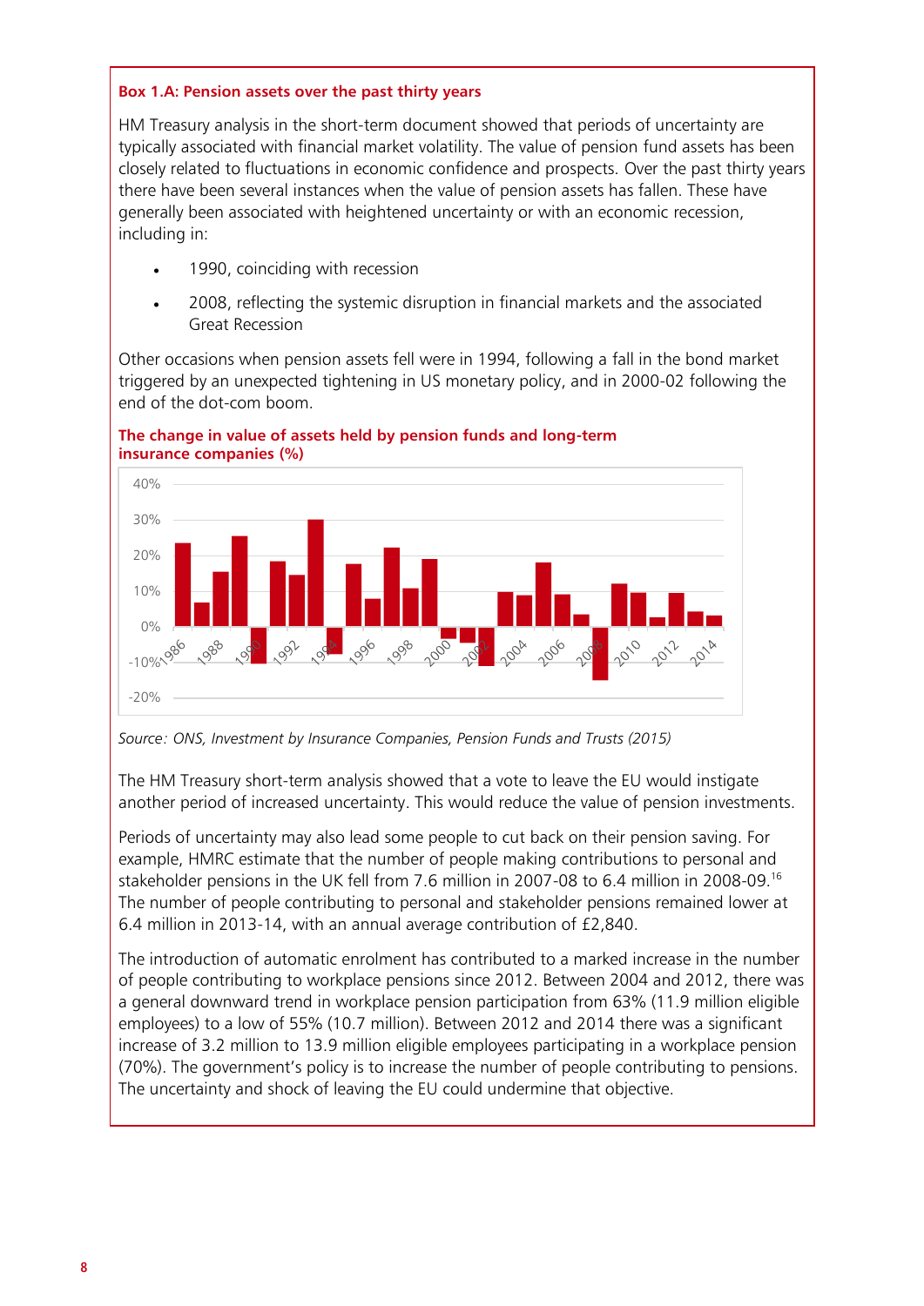**Box 1.A: Pension assets over the past thirty years**

HM Treasury analysis in the short-term document showed that periods of uncertainty are typically associated with financial market volatility. The value of pension fund assets has been closely related to fluctuations in economic confidence and prospects. Over the past thirty years there have been several instances when the value of pension assets has fallen. These have generally been associated with heightened uncertainty or with an economic recession, including in:

- 1990, coinciding with recession
- 2008, reflecting the systemic disruption in financial markets and the associated Great Recession

Other occasions when pension assets fell were in 1994, following a fall in the bond market triggered by an unexpected tightening in US monetary policy, and in 2000-02 following the end of the dot-com boom.

**The change in value of assets held by pension funds and long-term insurance companies (%)**

*Source: ONS, Investment by Insurance Companies, Pension Funds and Trusts (2015)*

The HM Treasury short-term analysis showed that a vote to leave the EU would instigate another period of increased uncertainty. This would reduce the value of pension investments.

Periods of uncertainty may also lead some people to cut back on their pension saving. For example, HMRC estimate that the number of people making contributions to personal and stakeholder pensions in the UK fell from 7.6 million in 2007-08 to 6.4 million in 2008-09.[16] The number of people contributing to personal and stakeholder pensions remained lower at 6.4 million in 2013-14, with an annual average contribution of £2,840.

The introduction of automatic enrolment has contributed to a marked increase in the number of people contributing to workplace pensions since 2012. Between 2004 and 2012, there was a general downward trend in workplace pension participation from 63% (11.9 million eligible employees) to a low of 55% (10.7 million). Between 2012 and 2014 there was a significant increase of 3.2 million to 13.9 million eligible employees participating in a workplace pension (70%). The government's policy is to increase the number of people contributing to pensions. The uncertainty and shock of leaving the EU could undermine that objective.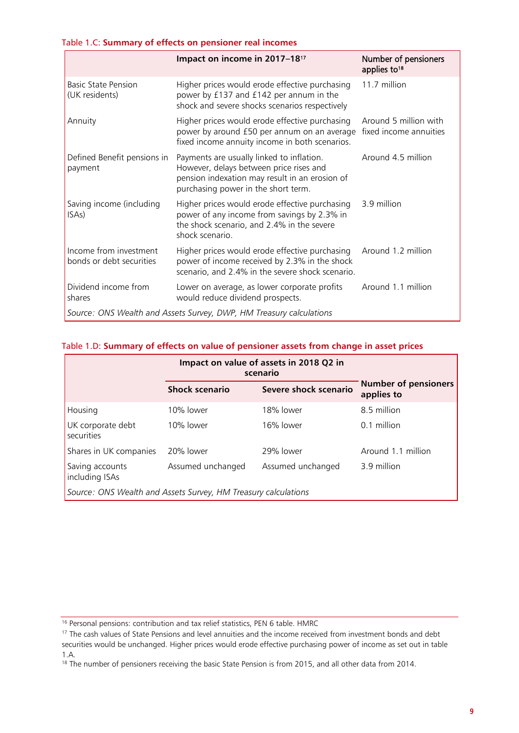Table 1.C: **Summary of effects on pensioner real incomes**

| | Impact on income in 2017–18[17] | Number of pensioners applies to[18] |
|---|---|---|
| Basic State Pension (UK residents) | Higher prices would erode effective purchasing power by £137 and £142 per annum in the shock and severe shocks scenarios respectively | 11.7 million |
| Annuity | Higher prices would erode effective purchasing power by around £50 per annum on an average fixed income annuity income in both scenarios. | Around 5 million with fixed income annuities |
| Defined Benefit pensions in payment | Payments are usually linked to inflation. However, delays between price rises and pension indexation may result in an erosion of purchasing power in the short term. | Around 4.5 million |
| Saving income (including ISAs) | Higher prices would erode effective purchasing power of any income from savings by 2.3% in the shock scenario, and 2.4% in the severe shock scenario. | 3.9 million |
| Income from investment bonds or debt securities | Higher prices would erode effective purchasing power of income received by 2.3% in the shock scenario, and 2.4% in the severe shock scenario. | Around 1.2 million |
| Dividend income from shares | Lower on average, as lower corporate profits would reduce dividend prospects. | Around 1.1 million |

*Source: ONS Wealth and Assets Survey, DWP, HM Treasury calculations*

Table 1.D: **Summary of effects on value of pensioner assets from change in asset prices**

| | Impact on value of assets in 2018 Q2 in scenario | | |
|---|---|---|---|
| | **Shock scenario** | **Severe shock scenario** | **Number of pensioners applies to** |
| Housing | 10% lower | 18% lower | 8.5 million |
| UK corporate debt securities | 10% lower | 16% lower | 0.1 million |
| Shares in UK companies | 20% lower | 29% lower | Around 1.1 million |
| Saving accounts including ISAs | Assumed unchanged | Assumed unchanged | 3.9 million |

*Source: ONS Wealth and Assets Survey, HM Treasury calculations*

---

[16] Personal pensions: contribution and tax relief statistics, PEN 6 table. HMRC

[17] The cash values of State Pensions and level annuities and the income received from investment bonds and debt securities would be unchanged. Higher prices would erode effective purchasing power of income as set out in table 1.A.

[18] The number of pensioners receiving the basic State Pension is from 2015, and all other data from 2014.